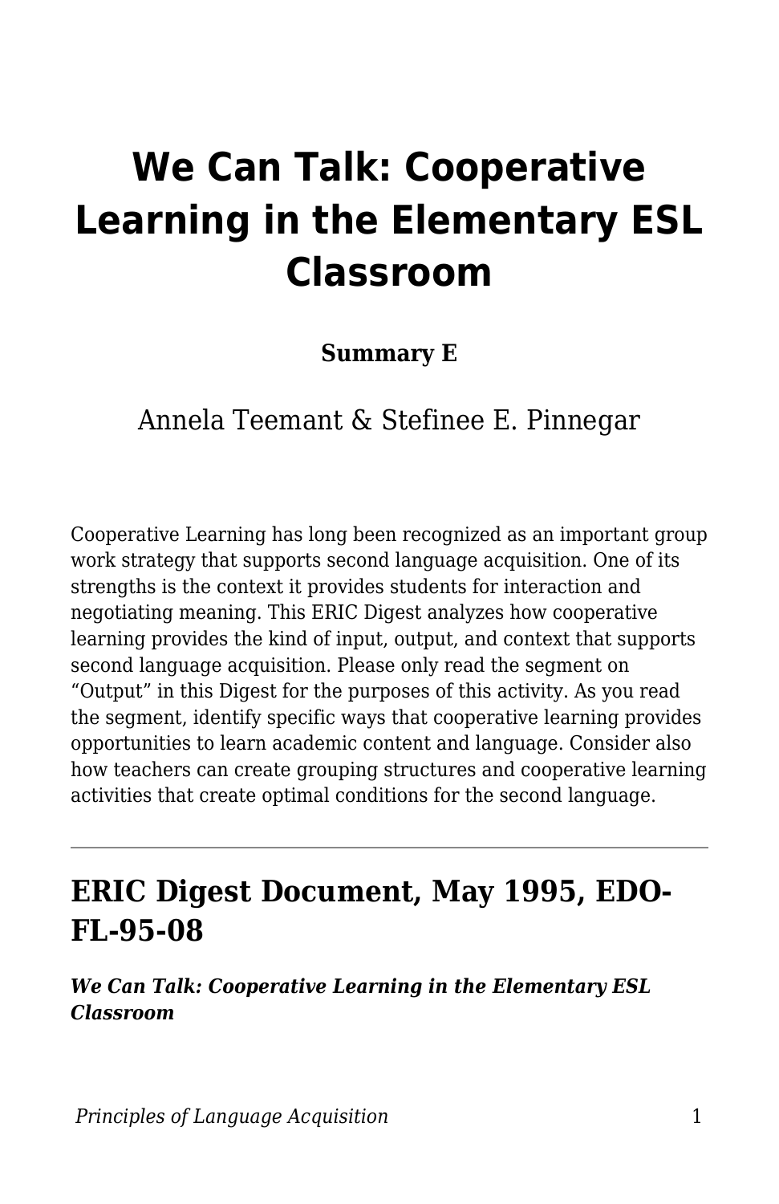# We Can Talk: Cooperative Learning in the Elementary ESL Classroom

**Summary E**

Annela Teemant & Stefinee E. Pinnegar

Cooperative Learning has long been recognized as an important group work strategy that supports second language acquisition. One of its strengths is the context it provides students for interaction and negotiating meaning. This ERIC Digest analyzes how cooperative learning provides the kind of input, output, and context that supports second language acquisition. Please only read the segment on "Output" in this Digest for the purposes of this activity. As you read the segment, identify specific ways that cooperative learning provides opportunities to learn academic content and language. Consider also how teachers can create grouping structures and cooperative learning activities that create optimal conditions for the second language.

---

## ERIC Digest Document, May 1995, EDO-FL-95-08

***We Can Talk: Cooperative Learning in the Elementary ESL Classroom***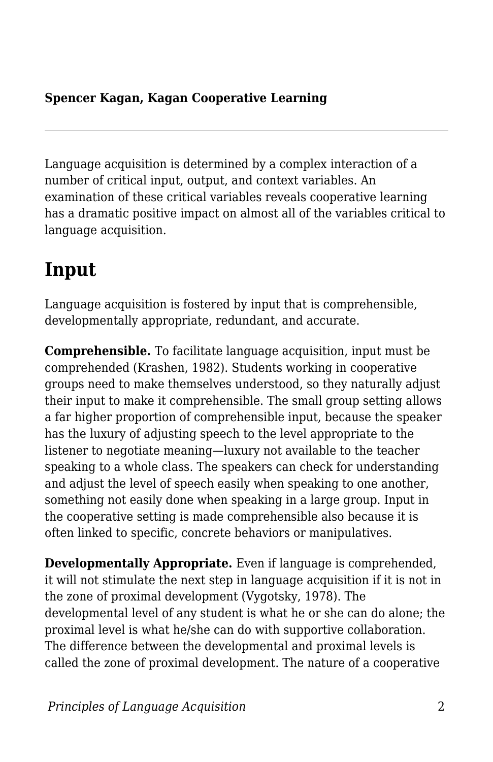**Spencer Kagan, Kagan Cooperative Learning**

---

Language acquisition is determined by a complex interaction of a number of critical input, output, and context variables. An examination of these critical variables reveals cooperative learning has a dramatic positive impact on almost all of the variables critical to language acquisition.

## Input

Language acquisition is fostered by input that is comprehensible, developmentally appropriate, redundant, and accurate.

**Comprehensible.** To facilitate language acquisition, input must be comprehended (Krashen, 1982). Students working in cooperative groups need to make themselves understood, so they naturally adjust their input to make it comprehensible. The small group setting allows a far higher proportion of comprehensible input, because the speaker has the luxury of adjusting speech to the level appropriate to the listener to negotiate meaning—luxury not available to the teacher speaking to a whole class. The speakers can check for understanding and adjust the level of speech easily when speaking to one another, something not easily done when speaking in a large group. Input in the cooperative setting is made comprehensible also because it is often linked to specific, concrete behaviors or manipulatives.

**Developmentally Appropriate.** Even if language is comprehended, it will not stimulate the next step in language acquisition if it is not in the zone of proximal development (Vygotsky, 1978). The developmental level of any student is what he or she can do alone; the proximal level is what he/she can do with supportive collaboration. The difference between the developmental and proximal levels is called the zone of proximal development. The nature of a cooperative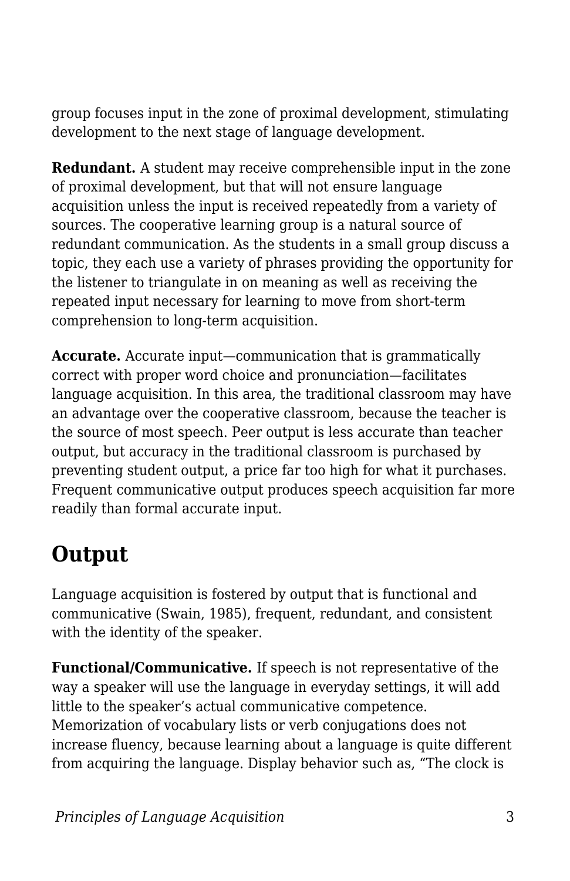group focuses input in the zone of proximal development, stimulating development to the next stage of language development.

**Redundant.** A student may receive comprehensible input in the zone of proximal development, but that will not ensure language acquisition unless the input is received repeatedly from a variety of sources. The cooperative learning group is a natural source of redundant communication. As the students in a small group discuss a topic, they each use a variety of phrases providing the opportunity for the listener to triangulate in on meaning as well as receiving the repeated input necessary for learning to move from short-term comprehension to long-term acquisition.

**Accurate.** Accurate input—communication that is grammatically correct with proper word choice and pronunciation—facilitates language acquisition. In this area, the traditional classroom may have an advantage over the cooperative classroom, because the teacher is the source of most speech. Peer output is less accurate than teacher output, but accuracy in the traditional classroom is purchased by preventing student output, a price far too high for what it purchases. Frequent communicative output produces speech acquisition far more readily than formal accurate input.

## Output

Language acquisition is fostered by output that is functional and communicative (Swain, 1985), frequent, redundant, and consistent with the identity of the speaker.

**Functional/Communicative.** If speech is not representative of the way a speaker will use the language in everyday settings, it will add little to the speaker's actual communicative competence. Memorization of vocabulary lists or verb conjugations does not increase fluency, because learning about a language is quite different from acquiring the language. Display behavior such as, "The clock is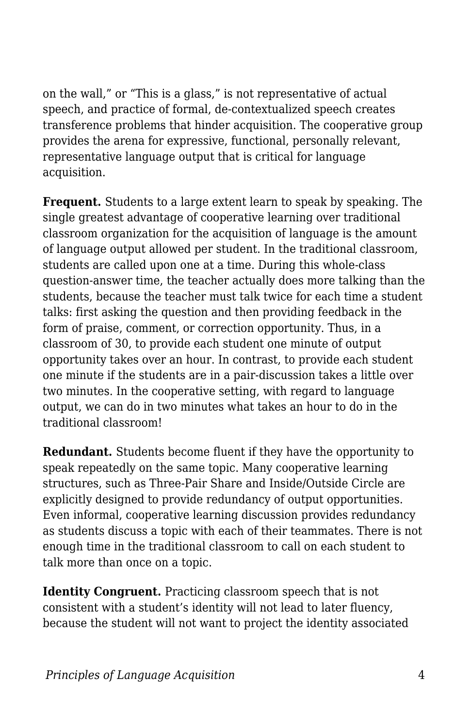on the wall," or "This is a glass," is not representative of actual speech, and practice of formal, de-contextualized speech creates transference problems that hinder acquisition. The cooperative group provides the arena for expressive, functional, personally relevant, representative language output that is critical for language acquisition.

**Frequent.** Students to a large extent learn to speak by speaking. The single greatest advantage of cooperative learning over traditional classroom organization for the acquisition of language is the amount of language output allowed per student. In the traditional classroom, students are called upon one at a time. During this whole-class question-answer time, the teacher actually does more talking than the students, because the teacher must talk twice for each time a student talks: first asking the question and then providing feedback in the form of praise, comment, or correction opportunity. Thus, in a classroom of 30, to provide each student one minute of output opportunity takes over an hour. In contrast, to provide each student one minute if the students are in a pair-discussion takes a little over two minutes. In the cooperative setting, with regard to language output, we can do in two minutes what takes an hour to do in the traditional classroom!

**Redundant.** Students become fluent if they have the opportunity to speak repeatedly on the same topic. Many cooperative learning structures, such as Three-Pair Share and Inside/Outside Circle are explicitly designed to provide redundancy of output opportunities. Even informal, cooperative learning discussion provides redundancy as students discuss a topic with each of their teammates. There is not enough time in the traditional classroom to call on each student to talk more than once on a topic.

**Identity Congruent.** Practicing classroom speech that is not consistent with a student's identity will not lead to later fluency, because the student will not want to project the identity associated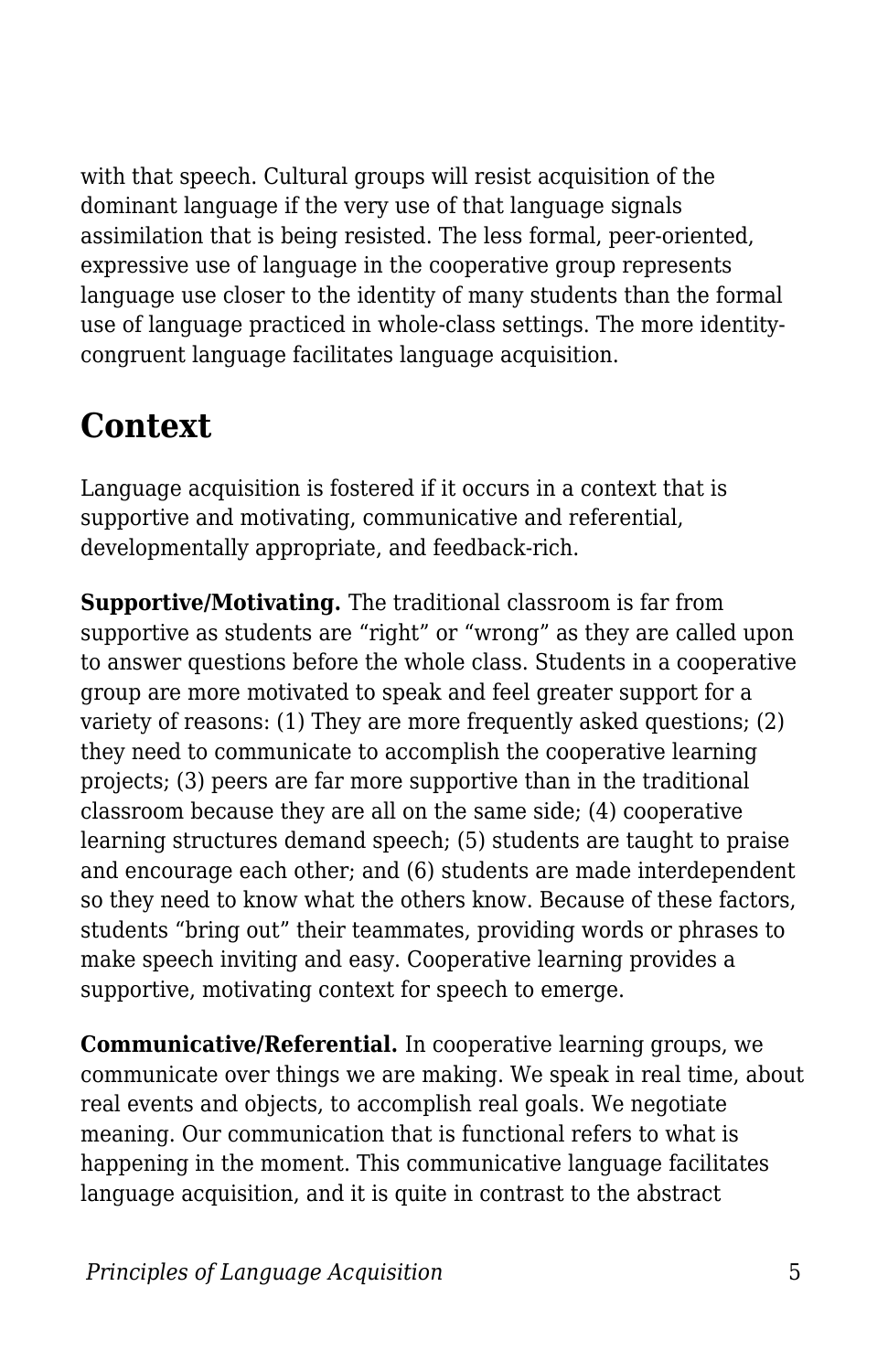with that speech. Cultural groups will resist acquisition of the dominant language if the very use of that language signals assimilation that is being resisted. The less formal, peer-oriented, expressive use of language in the cooperative group represents language use closer to the identity of many students than the formal use of language practiced in whole-class settings. The more identity-congruent language facilitates language acquisition.

## Context

Language acquisition is fostered if it occurs in a context that is supportive and motivating, communicative and referential, developmentally appropriate, and feedback-rich.

**Supportive/Motivating.** The traditional classroom is far from supportive as students are "right" or "wrong" as they are called upon to answer questions before the whole class. Students in a cooperative group are more motivated to speak and feel greater support for a variety of reasons: (1) They are more frequently asked questions; (2) they need to communicate to accomplish the cooperative learning projects; (3) peers are far more supportive than in the traditional classroom because they are all on the same side; (4) cooperative learning structures demand speech; (5) students are taught to praise and encourage each other; and (6) students are made interdependent so they need to know what the others know. Because of these factors, students "bring out" their teammates, providing words or phrases to make speech inviting and easy. Cooperative learning provides a supportive, motivating context for speech to emerge.

**Communicative/Referential.** In cooperative learning groups, we communicate over things we are making. We speak in real time, about real events and objects, to accomplish real goals. We negotiate meaning. Our communication that is functional refers to what is happening in the moment. This communicative language facilitates language acquisition, and it is quite in contrast to the abstract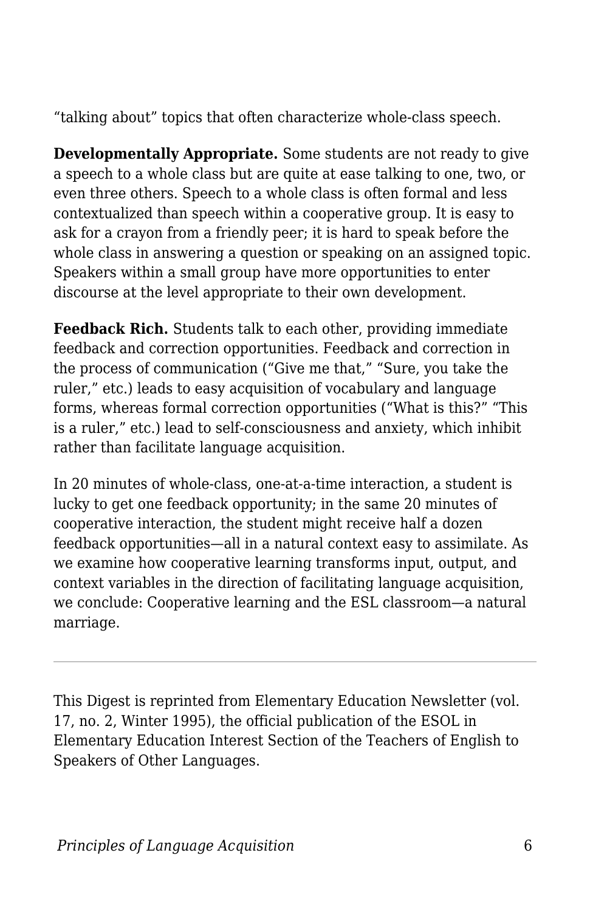“talking about” topics that often characterize whole-class speech.

**Developmentally Appropriate.** Some students are not ready to give a speech to a whole class but are quite at ease talking to one, two, or even three others. Speech to a whole class is often formal and less contextualized than speech within a cooperative group. It is easy to ask for a crayon from a friendly peer; it is hard to speak before the whole class in answering a question or speaking on an assigned topic. Speakers within a small group have more opportunities to enter discourse at the level appropriate to their own development.

**Feedback Rich.** Students talk to each other, providing immediate feedback and correction opportunities. Feedback and correction in the process of communication (“Give me that,” “Sure, you take the ruler,” etc.) leads to easy acquisition of vocabulary and language forms, whereas formal correction opportunities (“What is this?” “This is a ruler,” etc.) lead to self-consciousness and anxiety, which inhibit rather than facilitate language acquisition.

In 20 minutes of whole-class, one-at-a-time interaction, a student is lucky to get one feedback opportunity; in the same 20 minutes of cooperative interaction, the student might receive half a dozen feedback opportunities—all in a natural context easy to assimilate. As we examine how cooperative learning transforms input, output, and context variables in the direction of facilitating language acquisition, we conclude: Cooperative learning and the ESL classroom—a natural marriage.

---

This Digest is reprinted from Elementary Education Newsletter (vol. 17, no. 2, Winter 1995), the official publication of the ESOL in Elementary Education Interest Section of the Teachers of English to Speakers of Other Languages.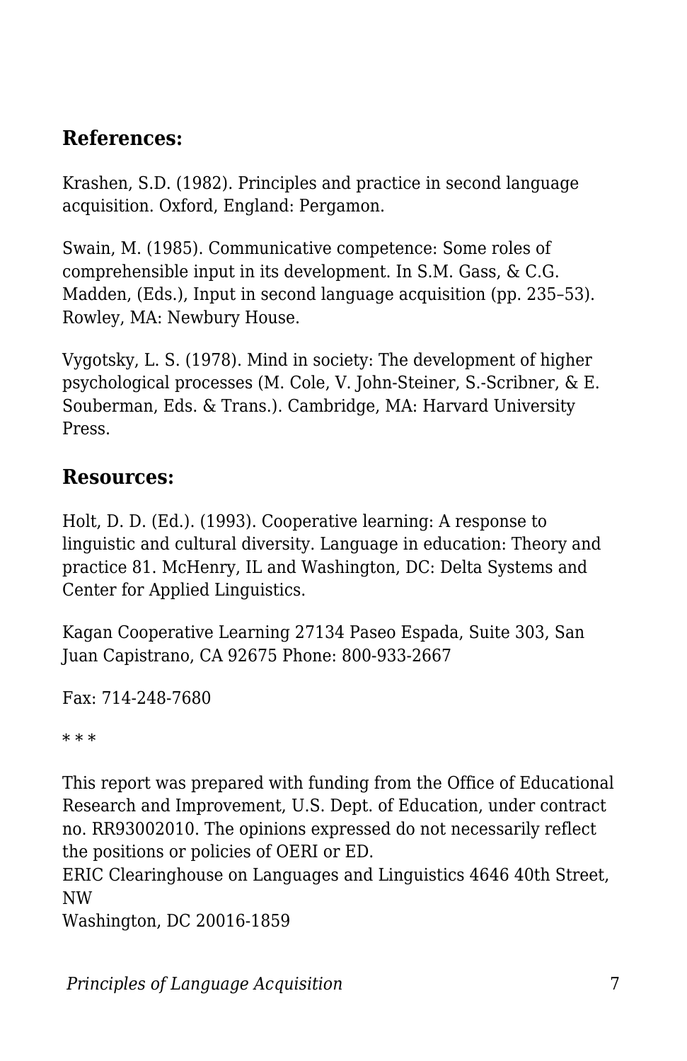## References:

Krashen, S.D. (1982). Principles and practice in second language acquisition. Oxford, England: Pergamon.

Swain, M. (1985). Communicative competence: Some roles of comprehensible input in its development. In S.M. Gass, & C.G. Madden, (Eds.), Input in second language acquisition (pp. 235–53). Rowley, MA: Newbury House.

Vygotsky, L. S. (1978). Mind in society: The development of higher psychological processes (M. Cole, V. John-Steiner, S.-Scribner, & E. Souberman, Eds. & Trans.). Cambridge, MA: Harvard University Press.

## Resources:

Holt, D. D. (Ed.). (1993). Cooperative learning: A response to linguistic and cultural diversity. Language in education: Theory and practice 81. McHenry, IL and Washington, DC: Delta Systems and Center for Applied Linguistics.

Kagan Cooperative Learning 27134 Paseo Espada, Suite 303, San Juan Capistrano, CA 92675 Phone: 800-933-2667

Fax: 714-248-7680

* * *

This report was prepared with funding from the Office of Educational Research and Improvement, U.S. Dept. of Education, under contract no. RR93002010. The opinions expressed do not necessarily reflect the positions or policies of OERI or ED.
ERIC Clearinghouse on Languages and Linguistics 4646 40th Street, NW
Washington, DC 20016-1859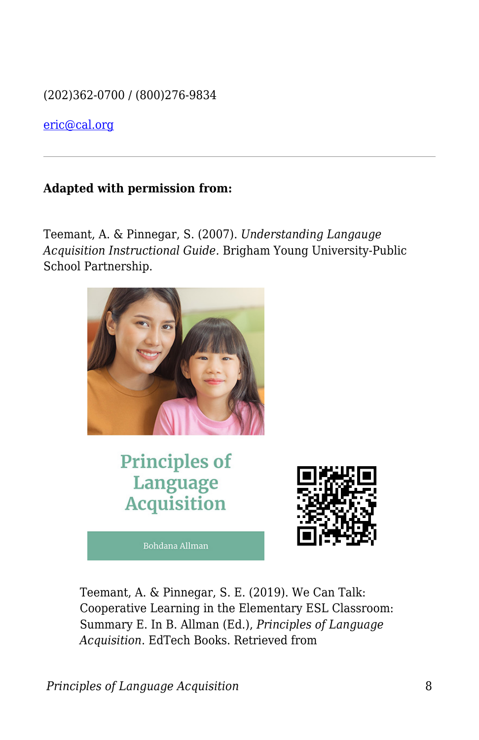(202)362-0700 / (800)276-9834

eric@cal.org

---

**Adapted with permission from:**

Teemant, A. & Pinnegar, S. (2007). *Understanding Langauge Acquisition Instructional Guide*. Brigham Young University-Public School Partnership.

Teemant, A. & Pinnegar, S. E. (2019). We Can Talk: Cooperative Learning in the Elementary ESL Classroom: Summary E. In B. Allman (Ed.), *Principles of Language Acquisition*. EdTech Books. Retrieved from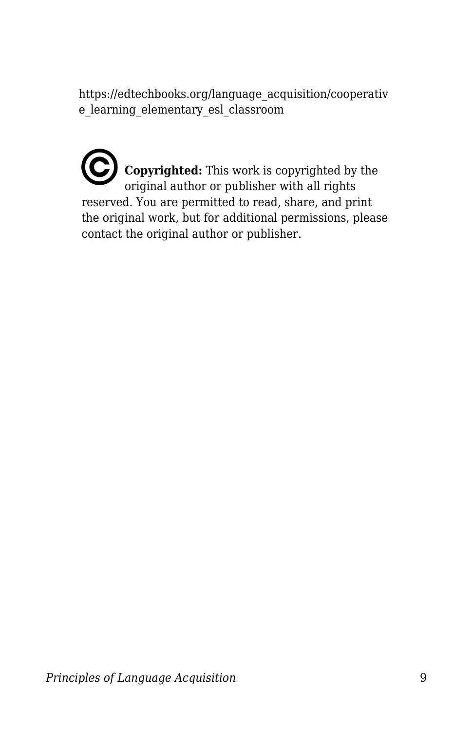https://edtechbooks.org/language_acquisition/cooperative_learning_elementary_esl_classroom

© **Copyrighted:** This work is copyrighted by the original author or publisher with all rights reserved. You are permitted to read, share, and print the original work, but for additional permissions, please contact the original author or publisher.